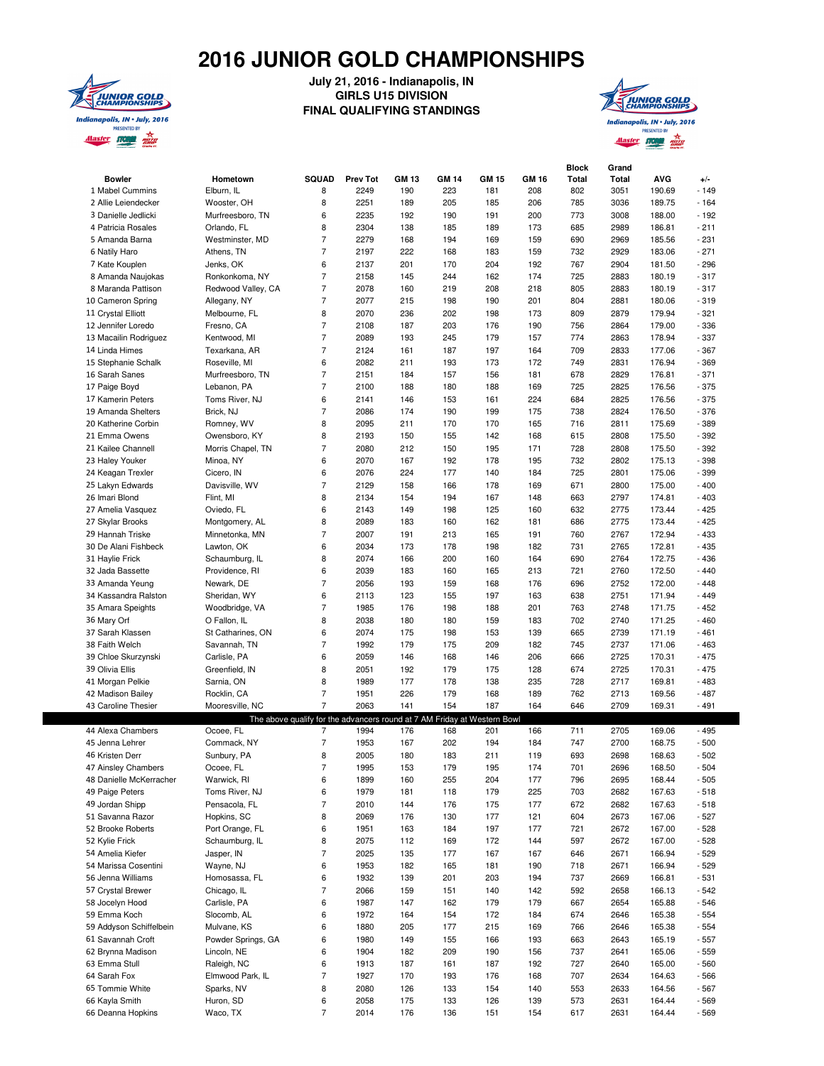# 2016 JUNIOR GOLD CHAMPIONSHIPS

**July 21, 2016 - Indianapolis, IN**
**GIRLS U15 DIVISION**
**FINAL QUALIFYING STANDINGS**

| Bowler | Hometown | SQUAD | Prev Tot | GM 13 | GM 14 | GM 15 | GM 16 | Block Total | Grand Total | AVG | +/- |
|---|---|---|---|---|---|---|---|---|---|---|---|
| 1 Mabel Cummins | Elburn, IL | 8 | 2249 | 190 | 223 | 181 | 208 | 802 | 3051 | 190.69 | - 149 |
| 2 Allie Leiendecker | Wooster, OH | 8 | 2251 | 189 | 205 | 185 | 206 | 785 | 3036 | 189.75 | - 164 |
| 3 Danielle Jedlicki | Murfreesboro, TN | 6 | 2235 | 192 | 190 | 191 | 200 | 773 | 3008 | 188.00 | - 192 |
| 4 Patricia Rosales | Orlando, FL | 8 | 2304 | 138 | 185 | 189 | 173 | 685 | 2989 | 186.81 | - 211 |
| 5 Amanda Barna | Westminster, MD | 7 | 2279 | 168 | 194 | 169 | 159 | 690 | 2969 | 185.56 | - 231 |
| 6 Natily Haro | Athens, TN | 7 | 2197 | 222 | 168 | 183 | 159 | 732 | 2929 | 183.06 | - 271 |
| 7 Kate Kouplen | Jenks, OK | 6 | 2137 | 201 | 170 | 204 | 192 | 767 | 2904 | 181.50 | - 296 |
| 8 Amanda Naujokas | Ronkonkoma, NY | 7 | 2158 | 145 | 244 | 162 | 174 | 725 | 2883 | 180.19 | - 317 |
| 8 Maranda Pattison | Redwood Valley, CA | 7 | 2078 | 160 | 219 | 208 | 218 | 805 | 2883 | 180.19 | - 317 |
| 10 Cameron Spring | Allegany, NY | 7 | 2077 | 215 | 198 | 190 | 201 | 804 | 2881 | 180.06 | - 319 |
| 11 Crystal Elliott | Melbourne, FL | 8 | 2070 | 236 | 202 | 198 | 173 | 809 | 2879 | 179.94 | - 321 |
| 12 Jennifer Loredo | Fresno, CA | 7 | 2108 | 187 | 203 | 176 | 190 | 756 | 2864 | 179.00 | - 336 |
| 13 Macailin Rodriguez | Kentwood, MI | 7 | 2089 | 193 | 245 | 179 | 157 | 774 | 2863 | 178.94 | - 337 |
| 14 Linda Himes | Texarkana, AR | 7 | 2124 | 161 | 187 | 197 | 164 | 709 | 2833 | 177.06 | - 367 |
| 15 Stephanie Schalk | Roseville, MI | 6 | 2082 | 211 | 193 | 173 | 172 | 749 | 2831 | 176.94 | - 369 |
| 16 Sarah Sanes | Murfreesboro, TN | 7 | 2151 | 184 | 157 | 156 | 181 | 678 | 2829 | 176.81 | - 371 |
| 17 Paige Boyd | Lebanon, PA | 7 | 2100 | 188 | 180 | 188 | 169 | 725 | 2825 | 176.56 | - 375 |
| 17 Kamerin Peters | Toms River, NJ | 6 | 2141 | 146 | 153 | 161 | 224 | 684 | 2825 | 176.56 | - 375 |
| 19 Amanda Shelters | Brick, NJ | 7 | 2086 | 174 | 190 | 199 | 175 | 738 | 2824 | 176.50 | - 376 |
| 20 Katherine Corbin | Romney, WV | 8 | 2095 | 211 | 170 | 170 | 165 | 716 | 2811 | 175.69 | - 389 |
| 21 Emma Owens | Owensboro, KY | 8 | 2193 | 150 | 155 | 142 | 168 | 615 | 2808 | 175.50 | - 392 |
| 21 Kailee Channell | Morris Chapel, TN | 7 | 2080 | 212 | 150 | 195 | 171 | 728 | 2808 | 175.50 | - 392 |
| 23 Haley Youker | Minoa, NY | 6 | 2070 | 167 | 192 | 178 | 195 | 732 | 2802 | 175.13 | - 398 |
| 24 Keagan Trexler | Cicero, IN | 6 | 2076 | 224 | 177 | 140 | 184 | 725 | 2801 | 175.06 | - 399 |
| 25 Lakyn Edwards | Davisville, WV | 7 | 2129 | 158 | 166 | 178 | 169 | 671 | 2800 | 175.00 | - 400 |
| 26 Imari Blond | Flint, MI | 8 | 2134 | 154 | 194 | 167 | 148 | 663 | 2797 | 174.81 | - 403 |
| 27 Amelia Vasquez | Oviedo, FL | 6 | 2143 | 149 | 198 | 125 | 160 | 632 | 2775 | 173.44 | - 425 |
| 27 Skylar Brooks | Montgomery, AL | 8 | 2089 | 183 | 160 | 162 | 181 | 686 | 2775 | 173.44 | - 425 |
| 29 Hannah Triske | Minnetonka, MN | 7 | 2007 | 191 | 213 | 165 | 191 | 760 | 2767 | 172.94 | - 433 |
| 30 De Alani Fishbeck | Lawton, OK | 6 | 2034 | 173 | 178 | 198 | 182 | 731 | 2765 | 172.81 | - 435 |
| 31 Haylie Frick | Schaumburg, IL | 8 | 2074 | 166 | 200 | 160 | 164 | 690 | 2764 | 172.75 | - 436 |
| 32 Jada Bassette | Providence, RI | 6 | 2039 | 183 | 160 | 165 | 213 | 721 | 2760 | 172.50 | - 440 |
| 33 Amanda Yeung | Newark, DE | 7 | 2056 | 193 | 159 | 168 | 176 | 696 | 2752 | 172.00 | - 448 |
| 34 Kassandra Ralston | Sheridan, WY | 6 | 2113 | 123 | 155 | 197 | 163 | 638 | 2751 | 171.94 | - 449 |
| 35 Amara Speights | Woodbridge, VA | 7 | 1985 | 176 | 198 | 188 | 201 | 763 | 2748 | 171.75 | - 452 |
| 36 Mary Orf | O Fallon, IL | 8 | 2038 | 180 | 180 | 159 | 183 | 702 | 2740 | 171.25 | - 460 |
| 37 Sarah Klassen | St Catharines, ON | 6 | 2074 | 175 | 198 | 153 | 139 | 665 | 2739 | 171.19 | - 461 |
| 38 Faith Welch | Savannah, TN | 7 | 1992 | 179 | 175 | 209 | 182 | 745 | 2737 | 171.06 | - 463 |
| 39 Chloe Skurzynski | Carlisle, PA | 6 | 2059 | 146 | 168 | 146 | 206 | 666 | 2725 | 170.31 | - 475 |
| 39 Olivia Ellis | Greenfield, IN | 8 | 2051 | 192 | 179 | 175 | 128 | 674 | 2725 | 170.31 | - 475 |
| 41 Morgan Pelkie | Sarnia, ON | 8 | 1989 | 177 | 178 | 138 | 235 | 728 | 2717 | 169.81 | - 483 |
| 42 Madison Bailey | Rocklin, CA | 7 | 1951 | 226 | 179 | 168 | 189 | 762 | 2713 | 169.56 | - 487 |
| 43 Caroline Thesier | Mooresville, NC | 7 | 2063 | 141 | 154 | 187 | 164 | 646 | 2709 | 169.31 | - 491 |
| The above qualify for the advancers round at 7 AM Friday at Western Bowl | | | | | | | | | | | |
| 44 Alexa Chambers | Ocoee, FL | 7 | 1994 | 176 | 168 | 201 | 166 | 711 | 2705 | 169.06 | - 495 |
| 45 Jenna Lehrer | Commack, NY | 7 | 1953 | 167 | 202 | 194 | 184 | 747 | 2700 | 168.75 | - 500 |
| 46 Kristen Derr | Sunbury, PA | 8 | 2005 | 180 | 183 | 211 | 119 | 693 | 2698 | 168.63 | - 502 |
| 47 Ainsley Chambers | Ocoee, FL | 7 | 1995 | 153 | 179 | 195 | 174 | 701 | 2696 | 168.50 | - 504 |
| 48 Danielle McKerracher | Warwick, RI | 6 | 1899 | 160 | 255 | 204 | 177 | 796 | 2695 | 168.44 | - 505 |
| 49 Paige Peters | Toms River, NJ | 6 | 1979 | 181 | 118 | 179 | 225 | 703 | 2682 | 167.63 | - 518 |
| 49 Jordan Shipp | Pensacola, FL | 7 | 2010 | 144 | 176 | 175 | 177 | 672 | 2682 | 167.63 | - 518 |
| 51 Savanna Razor | Hopkins, SC | 8 | 2069 | 176 | 130 | 177 | 121 | 604 | 2673 | 167.06 | - 527 |
| 52 Brooke Roberts | Port Orange, FL | 6 | 1951 | 163 | 184 | 197 | 177 | 721 | 2672 | 167.00 | - 528 |
| 52 Kylie Frick | Schaumburg, IL | 8 | 2075 | 112 | 169 | 172 | 144 | 597 | 2672 | 167.00 | - 528 |
| 54 Amelia Kiefer | Jasper, IN | 7 | 2025 | 135 | 177 | 167 | 167 | 646 | 2671 | 166.94 | - 529 |
| 54 Marissa Cosentini | Wayne, NJ | 6 | 1953 | 182 | 165 | 181 | 190 | 718 | 2671 | 166.94 | - 529 |
| 56 Jenna Williams | Homosassa, FL | 6 | 1932 | 139 | 201 | 203 | 194 | 737 | 2669 | 166.81 | - 531 |
| 57 Crystal Brewer | Chicago, IL | 7 | 2066 | 159 | 151 | 140 | 142 | 592 | 2658 | 166.13 | - 542 |
| 58 Jocelyn Hood | Carlisle, PA | 6 | 1987 | 147 | 162 | 179 | 179 | 667 | 2654 | 165.88 | - 546 |
| 59 Emma Koch | Slocomb, AL | 6 | 1972 | 164 | 154 | 172 | 184 | 674 | 2646 | 165.38 | - 554 |
| 59 Addyson Schiffelbein | Mulvane, KS | 6 | 1880 | 205 | 177 | 215 | 169 | 766 | 2646 | 165.38 | - 554 |
| 61 Savannah Croft | Powder Springs, GA | 6 | 1980 | 149 | 155 | 166 | 193 | 663 | 2643 | 165.19 | - 557 |
| 62 Brynna Madison | Lincoln, NE | 6 | 1904 | 182 | 209 | 190 | 156 | 737 | 2641 | 165.06 | - 559 |
| 63 Emma Stull | Raleigh, NC | 6 | 1913 | 187 | 161 | 187 | 192 | 727 | 2640 | 165.00 | - 560 |
| 64 Sarah Fox | Elmwood Park, IL | 7 | 1927 | 170 | 193 | 176 | 168 | 707 | 2634 | 164.63 | - 566 |
| 65 Tommie White | Sparks, NV | 8 | 2080 | 126 | 133 | 154 | 140 | 553 | 2633 | 164.56 | - 567 |
| 66 Kayla Smith | Huron, SD | 6 | 2058 | 175 | 133 | 126 | 139 | 573 | 2631 | 164.44 | - 569 |
| 66 Deanna Hopkins | Waco, TX | 7 | 2014 | 176 | 136 | 151 | 154 | 617 | 2631 | 164.44 | - 569 |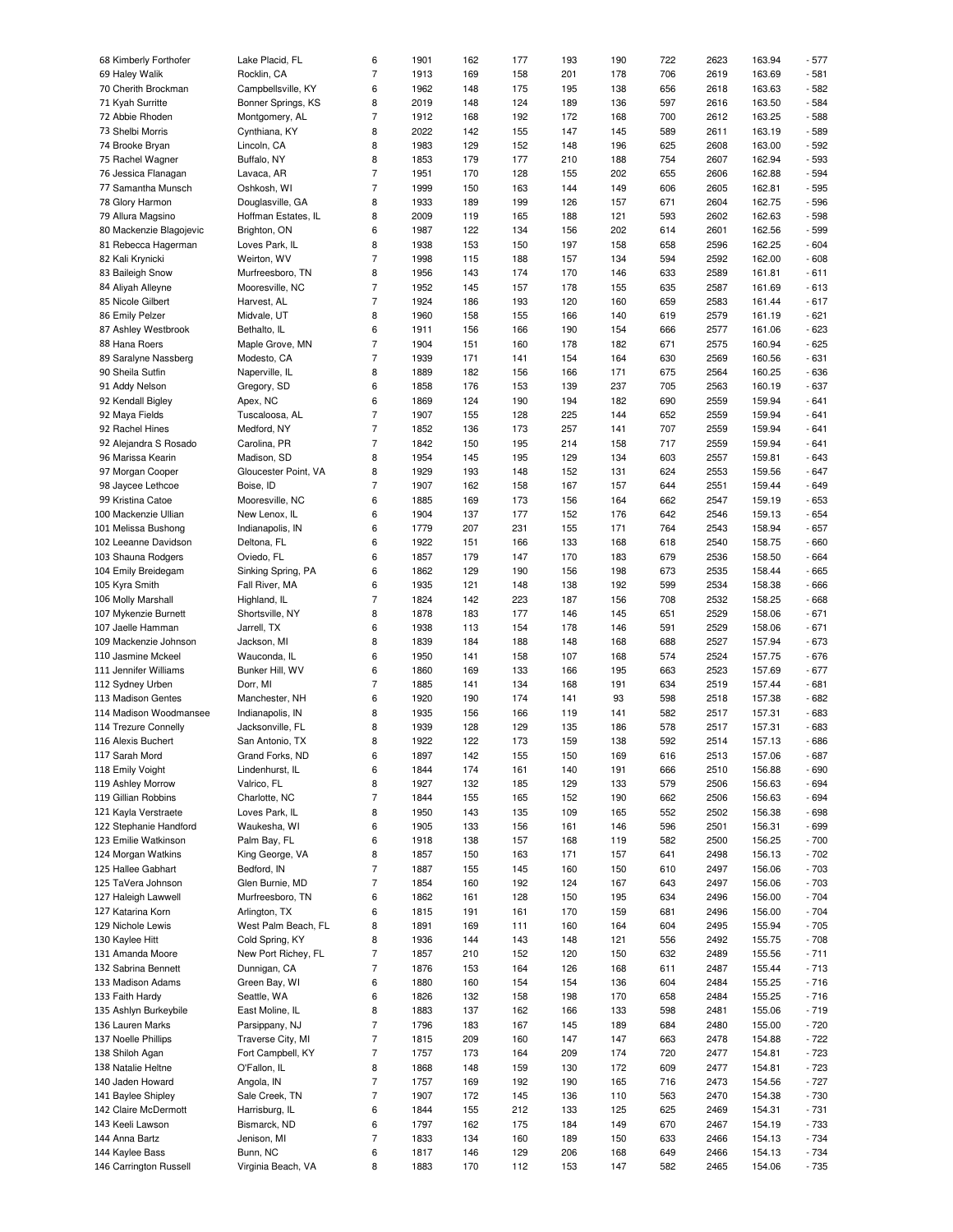| | | | | | | | | | | | |
|---|---|---|---|---|---|---|---|---|---|---|---|
| 68 Kimberly Forthofer | Lake Placid, FL | 6 | 1901 | 162 | 177 | 193 | 190 | 722 | 2623 | 163.94 | - 577 |
| 69 Haley Walik | Rocklin, CA | 7 | 1913 | 169 | 158 | 201 | 178 | 706 | 2619 | 163.69 | - 581 |
| 70 Cherith Brockman | Campbellsville, KY | 6 | 1962 | 148 | 175 | 195 | 138 | 656 | 2618 | 163.63 | - 582 |
| 71 Kyah Surritte | Bonner Springs, KS | 8 | 2019 | 148 | 124 | 189 | 136 | 597 | 2616 | 163.50 | - 584 |
| 72 Abbie Rhoden | Montgomery, AL | 7 | 1912 | 168 | 192 | 172 | 168 | 700 | 2612 | 163.25 | - 588 |
| 73 Shelbi Morris | Cynthiana, KY | 8 | 2022 | 142 | 155 | 147 | 145 | 589 | 2611 | 163.19 | - 589 |
| 74 Brooke Bryan | Lincoln, CA | 8 | 1983 | 129 | 152 | 148 | 196 | 625 | 2608 | 163.00 | - 592 |
| 75 Rachel Wagner | Buffalo, NY | 8 | 1853 | 179 | 177 | 210 | 188 | 754 | 2607 | 162.94 | - 593 |
| 76 Jessica Flanagan | Lavaca, AR | 7 | 1951 | 170 | 128 | 155 | 202 | 655 | 2606 | 162.88 | - 594 |
| 77 Samantha Munsch | Oshkosh, WI | 7 | 1999 | 150 | 163 | 144 | 149 | 606 | 2605 | 162.81 | - 595 |
| 78 Glory Harmon | Douglasville, GA | 8 | 1933 | 189 | 199 | 126 | 157 | 671 | 2604 | 162.75 | - 596 |
| 79 Allura Magsino | Hoffman Estates, IL | 8 | 2009 | 119 | 165 | 188 | 121 | 593 | 2602 | 162.63 | - 598 |
| 80 Mackenzie Blagojevic | Brighton, ON | 6 | 1987 | 122 | 134 | 156 | 202 | 614 | 2601 | 162.56 | - 599 |
| 81 Rebecca Hagerman | Loves Park, IL | 8 | 1938 | 153 | 150 | 197 | 158 | 658 | 2596 | 162.25 | - 604 |
| 82 Kali Krynicki | Weirton, WV | 7 | 1998 | 115 | 188 | 157 | 134 | 594 | 2592 | 162.00 | - 608 |
| 83 Baileigh Snow | Murfreesboro, TN | 8 | 1956 | 143 | 174 | 170 | 146 | 633 | 2589 | 161.81 | - 611 |
| 84 Aliyah Alleyne | Mooresville, NC | 7 | 1952 | 145 | 157 | 178 | 155 | 635 | 2587 | 161.69 | - 613 |
| 85 Nicole Gilbert | Harvest, AL | 7 | 1924 | 186 | 193 | 120 | 160 | 659 | 2583 | 161.44 | - 617 |
| 86 Emily Pelzer | Midvale, UT | 8 | 1960 | 158 | 155 | 166 | 140 | 619 | 2579 | 161.19 | - 621 |
| 87 Ashley Westbrook | Bethalto, IL | 6 | 1911 | 156 | 166 | 190 | 154 | 666 | 2577 | 161.06 | - 623 |
| 88 Hana Roers | Maple Grove, MN | 7 | 1904 | 151 | 160 | 178 | 182 | 671 | 2575 | 160.94 | - 625 |
| 89 Saralyne Nassberg | Modesto, CA | 7 | 1939 | 171 | 141 | 154 | 164 | 630 | 2569 | 160.56 | - 631 |
| 90 Sheila Sutfin | Naperville, IL | 8 | 1889 | 182 | 156 | 166 | 171 | 675 | 2564 | 160.25 | - 636 |
| 91 Addy Nelson | Gregory, SD | 6 | 1858 | 176 | 153 | 139 | 237 | 705 | 2563 | 160.19 | - 637 |
| 92 Kendall Bigley | Apex, NC | 6 | 1869 | 124 | 190 | 194 | 182 | 690 | 2559 | 159.94 | - 641 |
| 92 Maya Fields | Tuscaloosa, AL | 7 | 1907 | 155 | 128 | 225 | 144 | 652 | 2559 | 159.94 | - 641 |
| 92 Rachel Hines | Medford, NY | 7 | 1852 | 136 | 173 | 257 | 141 | 707 | 2559 | 159.94 | - 641 |
| 92 Alejandra S Rosado | Carolina, PR | 7 | 1842 | 150 | 195 | 214 | 158 | 717 | 2559 | 159.94 | - 641 |
| 96 Marissa Kearin | Madison, SD | 8 | 1954 | 145 | 195 | 129 | 134 | 603 | 2557 | 159.81 | - 643 |
| 97 Morgan Cooper | Gloucester Point, VA | 8 | 1929 | 193 | 148 | 152 | 131 | 624 | 2553 | 159.56 | - 647 |
| 98 Jaycee Lethcoe | Boise, ID | 7 | 1907 | 162 | 158 | 167 | 157 | 644 | 2551 | 159.44 | - 649 |
| 99 Kristina Catoe | Mooresville, NC | 6 | 1885 | 169 | 173 | 156 | 164 | 662 | 2547 | 159.19 | - 653 |
| 100 Mackenzie Ullian | New Lenox, IL | 6 | 1904 | 137 | 177 | 152 | 176 | 642 | 2546 | 159.13 | - 654 |
| 101 Melissa Bushong | Indianapolis, IN | 6 | 1779 | 207 | 231 | 155 | 171 | 764 | 2543 | 158.94 | - 657 |
| 102 Leeanne Davidson | Deltona, FL | 6 | 1922 | 151 | 166 | 133 | 168 | 618 | 2540 | 158.75 | - 660 |
| 103 Shauna Rodgers | Oviedo, FL | 6 | 1857 | 179 | 147 | 170 | 183 | 679 | 2536 | 158.50 | - 664 |
| 104 Emily Breidegam | Sinking Spring, PA | 6 | 1862 | 129 | 190 | 156 | 198 | 673 | 2535 | 158.44 | - 665 |
| 105 Kyra Smith | Fall River, MA | 6 | 1935 | 121 | 148 | 138 | 192 | 599 | 2534 | 158.38 | - 666 |
| 106 Molly Marshall | Highland, IL | 7 | 1824 | 142 | 223 | 187 | 156 | 708 | 2532 | 158.25 | - 668 |
| 107 Mykenzie Burnett | Shortsville, NY | 8 | 1878 | 183 | 177 | 146 | 145 | 651 | 2529 | 158.06 | - 671 |
| 107 Jaelle Hamman | Jarrell, TX | 6 | 1938 | 113 | 154 | 178 | 146 | 591 | 2529 | 158.06 | - 671 |
| 109 Mackenzie Johnson | Jackson, MI | 8 | 1839 | 184 | 188 | 148 | 168 | 688 | 2527 | 157.94 | - 673 |
| 110 Jasmine Mckeel | Wauconda, IL | 6 | 1950 | 141 | 158 | 107 | 168 | 574 | 2524 | 157.75 | - 676 |
| 111 Jennifer Williams | Bunker Hill, WV | 6 | 1860 | 169 | 133 | 166 | 195 | 663 | 2523 | 157.69 | - 677 |
| 112 Sydney Urben | Dorr, MI | 7 | 1885 | 141 | 134 | 168 | 191 | 634 | 2519 | 157.44 | - 681 |
| 113 Madison Gentes | Manchester, NH | 6 | 1920 | 190 | 174 | 141 | 93 | 598 | 2518 | 157.38 | - 682 |
| 114 Madison Woodmansee | Indianapolis, IN | 8 | 1935 | 156 | 166 | 119 | 141 | 582 | 2517 | 157.31 | - 683 |
| 114 Trezure Connelly | Jacksonville, FL | 8 | 1939 | 128 | 129 | 135 | 186 | 578 | 2517 | 157.31 | - 683 |
| 116 Alexis Buchert | San Antonio, TX | 8 | 1922 | 122 | 173 | 159 | 138 | 592 | 2514 | 157.13 | - 686 |
| 117 Sarah Mord | Grand Forks, ND | 6 | 1897 | 142 | 155 | 150 | 169 | 616 | 2513 | 157.06 | - 687 |
| 118 Emily Voight | Lindenhurst, IL | 6 | 1844 | 174 | 161 | 140 | 191 | 666 | 2510 | 156.88 | - 690 |
| 119 Ashley Morrow | Valrico, FL | 8 | 1927 | 132 | 185 | 129 | 133 | 579 | 2506 | 156.63 | - 694 |
| 119 Gillian Robbins | Charlotte, NC | 7 | 1844 | 155 | 165 | 152 | 190 | 662 | 2506 | 156.63 | - 694 |
| 121 Kayla Verstraete | Loves Park, IL | 8 | 1950 | 143 | 135 | 109 | 165 | 552 | 2502 | 156.38 | - 698 |
| 122 Stephanie Handford | Waukesha, WI | 6 | 1905 | 133 | 156 | 161 | 146 | 596 | 2501 | 156.31 | - 699 |
| 123 Emilie Watkinson | Palm Bay, FL | 6 | 1918 | 138 | 157 | 168 | 119 | 582 | 2500 | 156.25 | - 700 |
| 124 Morgan Watkins | King George, VA | 8 | 1857 | 150 | 163 | 171 | 157 | 641 | 2498 | 156.13 | - 702 |
| 125 Hallee Gabhart | Bedford, IN | 7 | 1887 | 155 | 145 | 160 | 150 | 610 | 2497 | 156.06 | - 703 |
| 125 TaVera Johnson | Glen Burnie, MD | 7 | 1854 | 160 | 192 | 124 | 167 | 643 | 2497 | 156.06 | - 703 |
| 127 Haleigh Lawwell | Murfreesboro, TN | 6 | 1862 | 161 | 128 | 150 | 195 | 634 | 2496 | 156.00 | - 704 |
| 127 Katarina Korn | Arlington, TX | 6 | 1815 | 191 | 161 | 170 | 159 | 681 | 2496 | 156.00 | - 704 |
| 129 Nichole Lewis | West Palm Beach, FL | 8 | 1891 | 169 | 111 | 160 | 164 | 604 | 2495 | 155.94 | - 705 |
| 130 Kaylee Hitt | Cold Spring, KY | 8 | 1936 | 144 | 143 | 148 | 121 | 556 | 2492 | 155.75 | - 708 |
| 131 Amanda Moore | New Port Richey, FL | 7 | 1857 | 210 | 152 | 120 | 150 | 632 | 2489 | 155.56 | - 711 |
| 132 Sabrina Bennett | Dunnigan, CA | 7 | 1876 | 153 | 164 | 126 | 168 | 611 | 2487 | 155.44 | - 713 |
| 133 Madison Adams | Green Bay, WI | 6 | 1880 | 160 | 154 | 154 | 136 | 604 | 2484 | 155.25 | - 716 |
| 133 Faith Hardy | Seattle, WA | 6 | 1826 | 132 | 158 | 198 | 170 | 658 | 2484 | 155.25 | - 716 |
| 135 Ashlyn Burkeybile | East Moline, IL | 8 | 1883 | 137 | 162 | 166 | 133 | 598 | 2481 | 155.06 | - 719 |
| 136 Lauren Marks | Parsippany, NJ | 7 | 1796 | 183 | 167 | 145 | 189 | 684 | 2480 | 155.00 | - 720 |
| 137 Noelle Phillips | Traverse City, MI | 7 | 1815 | 209 | 160 | 147 | 147 | 663 | 2478 | 154.88 | - 722 |
| 138 Shiloh Agan | Fort Campbell, KY | 7 | 1757 | 173 | 164 | 209 | 174 | 720 | 2477 | 154.81 | - 723 |
| 138 Natalie Heltne | O'Fallon, IL | 8 | 1868 | 148 | 159 | 130 | 172 | 609 | 2477 | 154.81 | - 723 |
| 140 Jaden Howard | Angola, IN | 7 | 1757 | 169 | 192 | 190 | 165 | 716 | 2473 | 154.56 | - 727 |
| 141 Baylee Shipley | Sale Creek, TN | 7 | 1907 | 172 | 145 | 136 | 110 | 563 | 2470 | 154.38 | - 730 |
| 142 Claire McDermott | Harrisburg, IL | 6 | 1844 | 155 | 212 | 133 | 125 | 625 | 2469 | 154.31 | - 731 |
| 143 Keeli Lawson | Bismarck, ND | 6 | 1797 | 162 | 175 | 184 | 149 | 670 | 2467 | 154.19 | - 733 |
| 144 Anna Bartz | Jenison, MI | 7 | 1833 | 134 | 160 | 189 | 150 | 633 | 2466 | 154.13 | - 734 |
| 144 Kaylee Bass | Bunn, NC | 6 | 1817 | 146 | 129 | 206 | 168 | 649 | 2466 | 154.13 | - 734 |
| 146 Carrington Russell | Virginia Beach, VA | 8 | 1883 | 170 | 112 | 153 | 147 | 582 | 2465 | 154.06 | - 735 |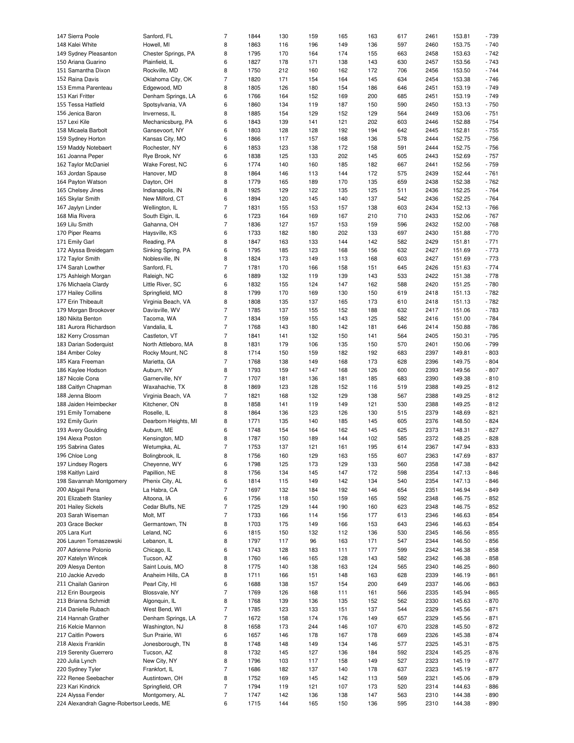| | | | | | | | | | | | |
|---|---|---|---|---|---|---|---|---|---|---|---|
| 147 Sierra Poole | Sanford, FL | 7 | 1844 | 130 | 159 | 165 | 163 | 617 | 2461 | 153.81 | - 739 |
| 148 Kalei White | Howell, MI | 8 | 1863 | 116 | 196 | 149 | 136 | 597 | 2460 | 153.75 | - 740 |
| 149 Sydney Pleasanton | Chester Springs, PA | 8 | 1795 | 170 | 164 | 174 | 155 | 663 | 2458 | 153.63 | - 742 |
| 150 Ariana Guarino | Plainfield, IL | 6 | 1827 | 178 | 171 | 138 | 143 | 630 | 2457 | 153.56 | - 743 |
| 151 Samantha Dixon | Rockville, MD | 8 | 1750 | 212 | 160 | 162 | 172 | 706 | 2456 | 153.50 | - 744 |
| 152 Raina Davis | Oklahoma City, OK | 7 | 1820 | 171 | 154 | 164 | 145 | 634 | 2454 | 153.38 | - 746 |
| 153 Emma Parenteau | Edgewood, MD | 8 | 1805 | 126 | 180 | 154 | 186 | 646 | 2451 | 153.19 | - 749 |
| 153 Kari Fritter | Denham Springs, LA | 6 | 1766 | 164 | 152 | 169 | 200 | 685 | 2451 | 153.19 | - 749 |
| 155 Tessa Hatfield | Spotsylvania, VA | 6 | 1860 | 134 | 119 | 187 | 150 | 590 | 2450 | 153.13 | - 750 |
| 156 Jenica Baron | Inverness, IL | 8 | 1885 | 154 | 129 | 152 | 129 | 564 | 2449 | 153.06 | - 751 |
| 157 Lexi Kile | Mechanicsburg, PA | 6 | 1843 | 139 | 141 | 121 | 202 | 603 | 2446 | 152.88 | - 754 |
| 158 Micaela Barbolt | Gansevoort, NY | 6 | 1803 | 128 | 128 | 192 | 194 | 642 | 2445 | 152.81 | - 755 |
| 159 Sydney Horton | Kansas City, MO | 6 | 1866 | 117 | 157 | 168 | 136 | 578 | 2444 | 152.75 | - 756 |
| 159 Maddy Notebaert | Rochester, NY | 6 | 1853 | 123 | 138 | 172 | 158 | 591 | 2444 | 152.75 | - 756 |
| 161 Joanna Peper | Rye Brook, NY | 6 | 1838 | 125 | 133 | 202 | 145 | 605 | 2443 | 152.69 | - 757 |
| 162 Taylor McDaniel | Wake Forest, NC | 6 | 1774 | 140 | 160 | 185 | 182 | 667 | 2441 | 152.56 | - 759 |
| 163 Jordan Spause | Hanover, MD | 8 | 1864 | 146 | 113 | 144 | 172 | 575 | 2439 | 152.44 | - 761 |
| 164 Payton Watson | Dayton, OH | 8 | 1779 | 165 | 189 | 170 | 135 | 659 | 2438 | 152.38 | - 762 |
| 165 Chelsey Jines | Indianapolis, IN | 8 | 1925 | 129 | 122 | 135 | 125 | 511 | 2436 | 152.25 | - 764 |
| 165 Skylar Smith | New Milford, CT | 6 | 1894 | 120 | 145 | 140 | 137 | 542 | 2436 | 152.25 | - 764 |
| 167 Jaylyn Linder | Wellington, IL | 7 | 1831 | 155 | 153 | 157 | 138 | 603 | 2434 | 152.13 | - 766 |
| 168 Mia Rivera | South Elgin, IL | 6 | 1723 | 164 | 169 | 167 | 210 | 710 | 2433 | 152.06 | - 767 |
| 169 Lilu Smith | Gahanna, OH | 7 | 1836 | 127 | 157 | 153 | 159 | 596 | 2432 | 152.00 | - 768 |
| 170 Piper Reams | Haysville, KS | 6 | 1733 | 182 | 180 | 202 | 133 | 697 | 2430 | 151.88 | - 770 |
| 171 Emily Garl | Reading, PA | 8 | 1847 | 163 | 133 | 144 | 142 | 582 | 2429 | 151.81 | - 771 |
| 172 Alyssa Breidegam | Sinking Spring, PA | 6 | 1795 | 185 | 123 | 168 | 156 | 632 | 2427 | 151.69 | - 773 |
| 172 Taylor Smith | Noblesville, IN | 8 | 1824 | 173 | 149 | 113 | 168 | 603 | 2427 | 151.69 | - 773 |
| 174 Sarah Lowther | Sanford, FL | 7 | 1781 | 170 | 166 | 158 | 151 | 645 | 2426 | 151.63 | - 774 |
| 175 Ashleigh Morgan | Raleigh, NC | 6 | 1889 | 132 | 119 | 139 | 143 | 533 | 2422 | 151.38 | - 778 |
| 176 Michaela Clardy | Little River, SC | 6 | 1832 | 155 | 124 | 147 | 162 | 588 | 2420 | 151.25 | - 780 |
| 177 Hailey Collins | Springfield, MO | 8 | 1799 | 170 | 169 | 130 | 150 | 619 | 2418 | 151.13 | - 782 |
| 177 Erin Thibeault | Virginia Beach, VA | 8 | 1808 | 135 | 137 | 165 | 173 | 610 | 2418 | 151.13 | - 782 |
| 179 Morgan Brookover | Davisville, WV | 7 | 1785 | 137 | 155 | 152 | 188 | 632 | 2417 | 151.06 | - 783 |
| 180 Nikita Benton | Tacoma, WA | 7 | 1834 | 159 | 155 | 143 | 125 | 582 | 2416 | 151.00 | - 784 |
| 181 Aurora Richardson | Vandalia, IL | 7 | 1768 | 143 | 180 | 142 | 181 | 646 | 2414 | 150.88 | - 786 |
| 182 Kerry Crossman | Castleton, VT | 7 | 1841 | 141 | 132 | 150 | 141 | 564 | 2405 | 150.31 | - 795 |
| 183 Darian Soderquist | North Attleboro, MA | 8 | 1831 | 179 | 106 | 135 | 150 | 570 | 2401 | 150.06 | - 799 |
| 184 Amber Coley | Rocky Mount, NC | 8 | 1714 | 150 | 159 | 182 | 192 | 683 | 2397 | 149.81 | - 803 |
| 185 Kara Freeman | Marietta, GA | 7 | 1768 | 138 | 149 | 168 | 173 | 628 | 2396 | 149.75 | - 804 |
| 186 Kaylee Hodson | Auburn, NY | 8 | 1793 | 159 | 147 | 168 | 126 | 600 | 2393 | 149.56 | - 807 |
| 187 Nicole Cona | Garnerville, NY | 7 | 1707 | 181 | 136 | 181 | 185 | 683 | 2390 | 149.38 | - 810 |
| 188 Caitlyn Chapman | Waxahachie, TX | 8 | 1869 | 123 | 128 | 152 | 116 | 519 | 2388 | 149.25 | - 812 |
| 188 Jenna Bloom | Virginia Beach, VA | 7 | 1821 | 168 | 132 | 129 | 138 | 567 | 2388 | 149.25 | - 812 |
| 188 Jaiden Heimbecker | Kitchener, ON | 8 | 1858 | 141 | 119 | 149 | 121 | 530 | 2388 | 149.25 | - 812 |
| 191 Emily Tornabene | Roselle, IL | 8 | 1864 | 136 | 123 | 126 | 130 | 515 | 2379 | 148.69 | - 821 |
| 192 Emily Gurin | Dearborn Heights, MI | 8 | 1771 | 135 | 140 | 185 | 145 | 605 | 2376 | 148.50 | - 824 |
| 193 Avery Goulding | Auburn, ME | 6 | 1748 | 154 | 164 | 162 | 145 | 625 | 2373 | 148.31 | - 827 |
| 194 Alexa Poston | Kensington, MD | 8 | 1787 | 150 | 189 | 144 | 102 | 585 | 2372 | 148.25 | - 828 |
| 195 Sabrina Gates | Wetumpka, AL | 7 | 1753 | 137 | 121 | 161 | 195 | 614 | 2367 | 147.94 | - 833 |
| 196 Chloe Long | Bolingbrook, IL | 8 | 1756 | 160 | 129 | 163 | 155 | 607 | 2363 | 147.69 | - 837 |
| 197 Lindsey Rogers | Cheyenne, WY | 6 | 1798 | 125 | 173 | 129 | 133 | 560 | 2358 | 147.38 | - 842 |
| 198 Kaitlyn Laird | Papillion, NE | 8 | 1756 | 134 | 145 | 147 | 172 | 598 | 2354 | 147.13 | - 846 |
| 198 Savannah Montgomery | Phenix City, AL | 6 | 1814 | 115 | 149 | 142 | 134 | 540 | 2354 | 147.13 | - 846 |
| 200 Abigail Pena | La Habra, CA | 7 | 1697 | 132 | 184 | 192 | 146 | 654 | 2351 | 146.94 | - 849 |
| 201 Elizabeth Stanley | Altoona, IA | 6 | 1756 | 118 | 150 | 159 | 165 | 592 | 2348 | 146.75 | - 852 |
| 201 Hailey Sickels | Cedar Bluffs, NE | 7 | 1725 | 129 | 144 | 190 | 160 | 623 | 2348 | 146.75 | - 852 |
| 203 Sarah Wiseman | Molt, MT | 7 | 1733 | 166 | 114 | 156 | 177 | 613 | 2346 | 146.63 | - 854 |
| 203 Grace Becker | Germantown, TN | 8 | 1703 | 175 | 149 | 166 | 153 | 643 | 2346 | 146.63 | - 854 |
| 205 Lara Kurt | Leland, NC | 6 | 1815 | 150 | 132 | 112 | 136 | 530 | 2345 | 146.56 | - 855 |
| 206 Lauren Tomaszewski | Lebanon, IL | 8 | 1797 | 117 | 96 | 163 | 171 | 547 | 2344 | 146.50 | - 856 |
| 207 Adrienne Polonio | Chicago, IL | 6 | 1743 | 128 | 183 | 111 | 177 | 599 | 2342 | 146.38 | - 858 |
| 207 Katelyn Wincek | Tucson, AZ | 8 | 1760 | 146 | 165 | 128 | 143 | 582 | 2342 | 146.38 | - 858 |
| 209 Alesya Denton | Saint Louis, MO | 8 | 1775 | 140 | 138 | 163 | 124 | 565 | 2340 | 146.25 | - 860 |
| 210 Jackie Azvedo | Anaheim Hills, CA | 8 | 1711 | 166 | 151 | 148 | 163 | 628 | 2339 | 146.19 | - 861 |
| 211 Chailah Ganiron | Pearl City, HI | 6 | 1688 | 138 | 157 | 154 | 200 | 649 | 2337 | 146.06 | - 863 |
| 212 Erin Bourgeois | Blossvale, NY | 7 | 1769 | 126 | 168 | 111 | 161 | 566 | 2335 | 145.94 | - 865 |
| 213 Brianna Schmidt | Algonquin, IL | 8 | 1768 | 139 | 136 | 135 | 152 | 562 | 2330 | 145.63 | - 870 |
| 214 Danielle Rubach | West Bend, WI | 7 | 1785 | 123 | 133 | 151 | 137 | 544 | 2329 | 145.56 | - 871 |
| 214 Hannah Grather | Denham Springs, LA | 7 | 1672 | 158 | 174 | 176 | 149 | 657 | 2329 | 145.56 | - 871 |
| 216 Kelcie Mannon | Washington, NJ | 8 | 1658 | 173 | 244 | 146 | 107 | 670 | 2328 | 145.50 | - 872 |
| 217 Caitlin Powers | Sun Prairie, WI | 6 | 1657 | 146 | 178 | 167 | 178 | 669 | 2326 | 145.38 | - 874 |
| 218 Alexis Franklin | Jonesborough, TN | 8 | 1748 | 148 | 149 | 134 | 146 | 577 | 2325 | 145.31 | - 875 |
| 219 Serenity Guerrero | Tucson, AZ | 8 | 1732 | 145 | 127 | 136 | 184 | 592 | 2324 | 145.25 | - 876 |
| 220 Julia Lynch | New City, NY | 8 | 1796 | 103 | 117 | 158 | 149 | 527 | 2323 | 145.19 | - 877 |
| 220 Sydney Tyler | Frankfort, IL | 7 | 1686 | 182 | 137 | 140 | 178 | 637 | 2323 | 145.19 | - 877 |
| 222 Renee Seebacher | Austintown, OH | 8 | 1752 | 169 | 145 | 142 | 113 | 569 | 2321 | 145.06 | - 879 |
| 223 Kari Kindrick | Springfield, OR | 7 | 1794 | 119 | 121 | 107 | 173 | 520 | 2314 | 144.63 | - 886 |
| 224 Alyssa Fender | Montgomery, AL | 7 | 1747 | 142 | 136 | 138 | 147 | 563 | 2310 | 144.38 | - 890 |
| 224 Alexandrah Gagne-Robertson | Leeds, ME | 6 | 1715 | 144 | 165 | 150 | 136 | 595 | 2310 | 144.38 | - 890 |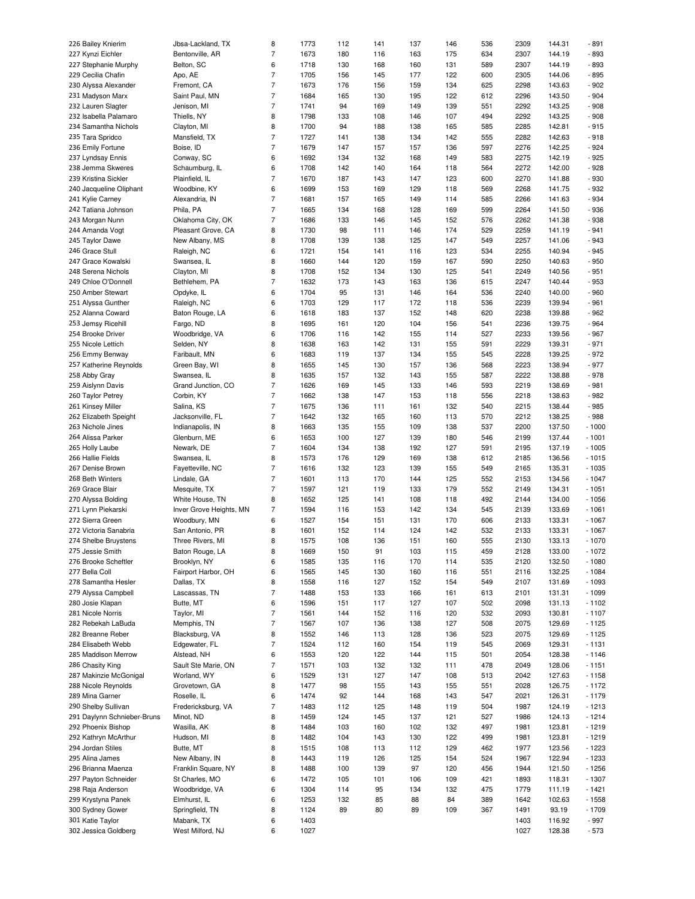| | | | | | | | | | | | | |
|---|---|---|---|---|---|---|---|---|---|---|---|---|
| 226 Bailey Knierim | Jbsa-Lackland, TX | 8 | 1773 | 112 | 141 | 137 | 146 | 536 | 2309 | 144.31 | - 891 |
| 227 Kynzi Eichler | Bentonville, AR | 7 | 1673 | 180 | 116 | 163 | 175 | 634 | 2307 | 144.19 | - 893 |
| 227 Stephanie Murphy | Belton, SC | 6 | 1718 | 130 | 168 | 160 | 131 | 589 | 2307 | 144.19 | - 893 |
| 229 Cecilia Chafin | Apo, AE | 7 | 1705 | 156 | 145 | 177 | 122 | 600 | 2305 | 144.06 | - 895 |
| 230 Alyssa Alexander | Fremont, CA | 7 | 1673 | 176 | 156 | 159 | 134 | 625 | 2298 | 143.63 | - 902 |
| 231 Madyson Marx | Saint Paul, MN | 7 | 1684 | 165 | 130 | 195 | 122 | 612 | 2296 | 143.50 | - 904 |
| 232 Lauren Slagter | Jenison, MI | 7 | 1741 | 94 | 169 | 149 | 139 | 551 | 2292 | 143.25 | - 908 |
| 232 Isabella Palamaro | Thiells, NY | 8 | 1798 | 133 | 108 | 146 | 107 | 494 | 2292 | 143.25 | - 908 |
| 234 Samantha Nichols | Clayton, MI | 8 | 1700 | 94 | 188 | 138 | 165 | 585 | 2285 | 142.81 | - 915 |
| 235 Tara Spridco | Mansfield, TX | 7 | 1727 | 141 | 138 | 134 | 142 | 555 | 2282 | 142.63 | - 918 |
| 236 Emily Fortune | Boise, ID | 7 | 1679 | 147 | 157 | 157 | 136 | 597 | 2276 | 142.25 | - 924 |
| 237 Lyndsay Ennis | Conway, SC | 6 | 1692 | 134 | 132 | 168 | 149 | 583 | 2275 | 142.19 | - 925 |
| 238 Jemma Skweres | Schaumburg, IL | 6 | 1708 | 142 | 140 | 164 | 118 | 564 | 2272 | 142.00 | - 928 |
| 239 Kristina Sickler | Plainfield, IL | 7 | 1670 | 187 | 143 | 147 | 123 | 600 | 2270 | 141.88 | - 930 |
| 240 Jacqueline Oliphant | Woodbine, KY | 6 | 1699 | 153 | 169 | 129 | 118 | 569 | 2268 | 141.75 | - 932 |
| 241 Kylie Carney | Alexandria, IN | 7 | 1681 | 157 | 165 | 149 | 114 | 585 | 2266 | 141.63 | - 934 |
| 242 Tatiana Johnson | Phila, PA | 7 | 1665 | 134 | 168 | 128 | 169 | 599 | 2264 | 141.50 | - 936 |
| 243 Morgan Nunn | Oklahoma City, OK | 7 | 1686 | 133 | 146 | 145 | 152 | 576 | 2262 | 141.38 | - 938 |
| 244 Amanda Vogt | Pleasant Grove, CA | 8 | 1730 | 98 | 111 | 146 | 174 | 529 | 2259 | 141.19 | - 941 |
| 245 Taylor Dawe | New Albany, MS | 8 | 1708 | 139 | 138 | 125 | 147 | 549 | 2257 | 141.06 | - 943 |
| 246 Grace Stull | Raleigh, NC | 6 | 1721 | 154 | 141 | 116 | 123 | 534 | 2255 | 140.94 | - 945 |
| 247 Grace Kowalski | Swansea, IL | 8 | 1660 | 144 | 120 | 159 | 167 | 590 | 2250 | 140.63 | - 950 |
| 248 Serena Nichols | Clayton, MI | 8 | 1708 | 152 | 134 | 130 | 125 | 541 | 2249 | 140.56 | - 951 |
| 249 Chloe O'Donnell | Bethlehem, PA | 7 | 1632 | 173 | 143 | 163 | 136 | 615 | 2247 | 140.44 | - 953 |
| 250 Amber Stewart | Opdyke, IL | 6 | 1704 | 95 | 131 | 146 | 164 | 536 | 2240 | 140.00 | - 960 |
| 251 Alyssa Gunther | Raleigh, NC | 6 | 1703 | 129 | 117 | 172 | 118 | 536 | 2239 | 139.94 | - 961 |
| 252 Alanna Coward | Baton Rouge, LA | 6 | 1618 | 183 | 137 | 152 | 148 | 620 | 2238 | 139.88 | - 962 |
| 253 Jemsy Ricehill | Fargo, ND | 8 | 1695 | 161 | 120 | 104 | 156 | 541 | 2236 | 139.75 | - 964 |
| 254 Brooke Driver | Woodbridge, VA | 6 | 1706 | 116 | 142 | 155 | 114 | 527 | 2233 | 139.56 | - 967 |
| 255 Nicole Lettich | Selden, NY | 8 | 1638 | 163 | 142 | 131 | 155 | 591 | 2229 | 139.31 | - 971 |
| 256 Emmy Benway | Faribault, MN | 6 | 1683 | 119 | 137 | 134 | 155 | 545 | 2228 | 139.25 | - 972 |
| 257 Katherine Reynolds | Green Bay, WI | 8 | 1655 | 145 | 130 | 157 | 136 | 568 | 2223 | 138.94 | - 977 |
| 258 Abby Gray | Swansea, IL | 8 | 1635 | 157 | 132 | 143 | 155 | 587 | 2222 | 138.88 | - 978 |
| 259 Aislynn Davis | Grand Junction, CO | 7 | 1626 | 169 | 145 | 133 | 146 | 593 | 2219 | 138.69 | - 981 |
| 260 Taylor Petrey | Corbin, KY | 7 | 1662 | 138 | 147 | 153 | 118 | 556 | 2218 | 138.63 | - 982 |
| 261 Kinsey Miller | Salina, KS | 7 | 1675 | 136 | 111 | 161 | 132 | 540 | 2215 | 138.44 | - 985 |
| 262 Elizabeth Speight | Jacksonville, FL | 7 | 1642 | 132 | 165 | 160 | 113 | 570 | 2212 | 138.25 | - 988 |
| 263 Nichole Jines | Indianapolis, IN | 8 | 1663 | 135 | 155 | 109 | 138 | 537 | 2200 | 137.50 | - 1000 |
| 264 Alissa Parker | Glenburn, ME | 6 | 1653 | 100 | 127 | 139 | 180 | 546 | 2199 | 137.44 | - 1001 |
| 265 Holly Laube | Newark, DE | 7 | 1604 | 134 | 138 | 192 | 127 | 591 | 2195 | 137.19 | - 1005 |
| 266 Hallie Fields | Swansea, IL | 8 | 1573 | 176 | 129 | 169 | 138 | 612 | 2185 | 136.56 | - 1015 |
| 267 Denise Brown | Fayetteville, NC | 7 | 1616 | 132 | 123 | 139 | 155 | 549 | 2165 | 135.31 | - 1035 |
| 268 Beth Winters | Lindale, GA | 7 | 1601 | 113 | 170 | 144 | 125 | 552 | 2153 | 134.56 | - 1047 |
| 269 Grace Blair | Mesquite, TX | 7 | 1597 | 121 | 119 | 133 | 179 | 552 | 2149 | 134.31 | - 1051 |
| 270 Alyssa Bolding | White House, TN | 8 | 1652 | 125 | 141 | 108 | 118 | 492 | 2144 | 134.00 | - 1056 |
| 271 Lynn Piekarski | Inver Grove Heights, MN | 7 | 1594 | 116 | 153 | 142 | 134 | 545 | 2139 | 133.69 | - 1061 |
| 272 Sierra Green | Woodbury, MN | 6 | 1527 | 154 | 151 | 131 | 170 | 606 | 2133 | 133.31 | - 1067 |
| 272 Victoria Sanabria | San Antonio, PR | 8 | 1601 | 152 | 114 | 124 | 142 | 532 | 2133 | 133.31 | - 1067 |
| 274 Shelbe Bruystens | Three Rivers, MI | 8 | 1575 | 108 | 136 | 151 | 160 | 555 | 2130 | 133.13 | - 1070 |
| 275 Jessie Smith | Baton Rouge, LA | 8 | 1669 | 150 | 91 | 103 | 115 | 459 | 2128 | 133.00 | - 1072 |
| 276 Brooke Scheftler | Brooklyn, NY | 6 | 1585 | 135 | 116 | 170 | 114 | 535 | 2120 | 132.50 | - 1080 |
| 277 Bella Coll | Fairport Harbor, OH | 6 | 1565 | 145 | 130 | 160 | 116 | 551 | 2116 | 132.25 | - 1084 |
| 278 Samantha Hesler | Dallas, TX | 8 | 1558 | 116 | 127 | 152 | 154 | 549 | 2107 | 131.69 | - 1093 |
| 279 Alyssa Campbell | Lascassas, TN | 7 | 1488 | 153 | 133 | 166 | 161 | 613 | 2101 | 131.31 | - 1099 |
| 280 Josie Klapan | Butte, MT | 6 | 1596 | 151 | 117 | 127 | 107 | 502 | 2098 | 131.13 | - 1102 |
| 281 Nicole Norris | Taylor, MI | 7 | 1561 | 144 | 152 | 116 | 120 | 532 | 2093 | 130.81 | - 1107 |
| 282 Rebekah LaBuda | Memphis, TN | 7 | 1567 | 107 | 136 | 138 | 127 | 508 | 2075 | 129.69 | - 1125 |
| 282 Breanne Reber | Blacksburg, VA | 8 | 1552 | 146 | 113 | 128 | 136 | 523 | 2075 | 129.69 | - 1125 |
| 284 Elisabeth Webb | Edgewater, FL | 7 | 1524 | 112 | 160 | 154 | 119 | 545 | 2069 | 129.31 | - 1131 |
| 285 Maddison Merrow | Alstead, NH | 6 | 1553 | 120 | 122 | 144 | 115 | 501 | 2054 | 128.38 | - 1146 |
| 286 Chasity King | Sault Ste Marie, ON | 7 | 1571 | 103 | 132 | 132 | 111 | 478 | 2049 | 128.06 | - 1151 |
| 287 Makinzie McGonigal | Worland, WY | 6 | 1529 | 131 | 127 | 147 | 108 | 513 | 2042 | 127.63 | - 1158 |
| 288 Nicole Reynolds | Grovetown, GA | 8 | 1477 | 98 | 155 | 143 | 155 | 551 | 2028 | 126.75 | - 1172 |
| 289 Mina Garner | Roselle, IL | 6 | 1474 | 92 | 144 | 168 | 143 | 547 | 2021 | 126.31 | - 1179 |
| 290 Shelby Sullivan | Fredericksburg, VA | 7 | 1483 | 112 | 125 | 148 | 119 | 504 | 1987 | 124.19 | - 1213 |
| 291 Daylynn Schnieber-Bruns | Minot, ND | 8 | 1459 | 124 | 145 | 137 | 121 | 527 | 1986 | 124.13 | - 1214 |
| 292 Phoenix Bishop | Wasilla, AK | 8 | 1484 | 103 | 160 | 102 | 132 | 497 | 1981 | 123.81 | - 1219 |
| 292 Kathryn McArthur | Hudson, MI | 8 | 1482 | 104 | 143 | 130 | 122 | 499 | 1981 | 123.81 | - 1219 |
| 294 Jordan Stiles | Butte, MT | 8 | 1515 | 108 | 113 | 112 | 129 | 462 | 1977 | 123.56 | - 1223 |
| 295 Alina James | New Albany, IN | 8 | 1443 | 119 | 126 | 125 | 154 | 524 | 1967 | 122.94 | - 1233 |
| 296 Brianna Maenza | Franklin Square, NY | 8 | 1488 | 100 | 139 | 97 | 120 | 456 | 1944 | 121.50 | - 1256 |
| 297 Payton Schneider | St Charles, MO | 6 | 1472 | 105 | 101 | 106 | 109 | 421 | 1893 | 118.31 | - 1307 |
| 298 Raja Anderson | Woodbridge, VA | 6 | 1304 | 114 | 95 | 134 | 132 | 475 | 1779 | 111.19 | - 1421 |
| 299 Krystyna Panek | Elmhurst, IL | 6 | 1253 | 132 | 85 | 88 | 84 | 389 | 1642 | 102.63 | - 1558 |
| 300 Sydney Gower | Springfield, TN | 8 | 1124 | 89 | 80 | 89 | 109 | 367 | 1491 | 93.19 | - 1709 |
| 301 Katie Taylor | Mabank, TX | 6 | 1403 | | | | | | 1403 | 116.92 | - 997 |
| 302 Jessica Goldberg | West Milford, NJ | 6 | 1027 | | | | | | 1027 | 128.38 | - 573 |